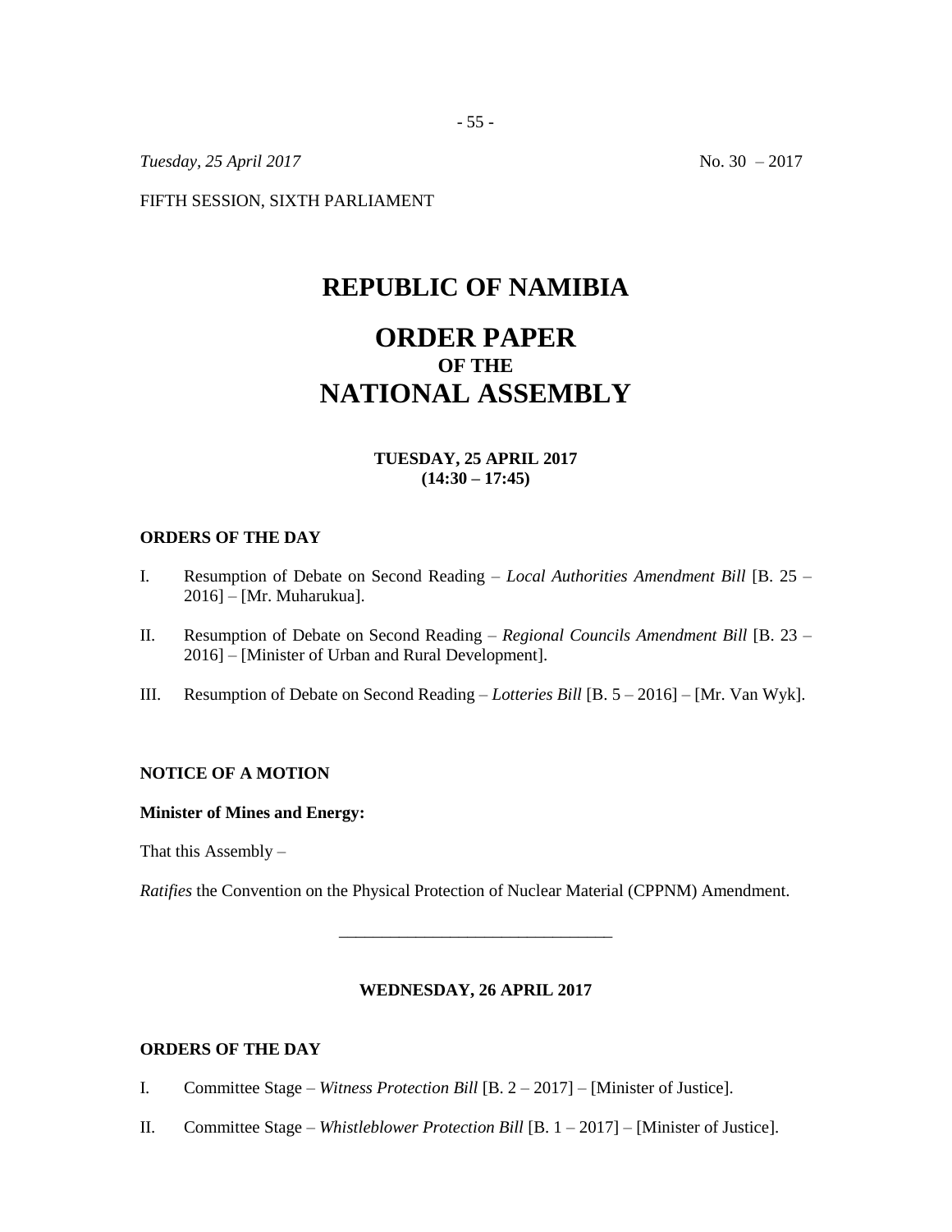*Tuesday, 25 April 2017* No. 30 – 2017

FIFTH SESSION, SIXTH PARLIAMENT

# REPUBLIC OF NAMIBIA

# ORDER PAPER
### OF THE
# NATIONAL ASSEMBLY

**TUESDAY, 25 APRIL 2017**
**(14:30 – 17:45)**

**ORDERS OF THE DAY**

I. Resumption of Debate on Second Reading – *Local Authorities Amendment Bill* [B. 25 – 2016] – [Mr. Muharukua].

II. Resumption of Debate on Second Reading – *Regional Councils Amendment Bill* [B. 23 – 2016] – [Minister of Urban and Rural Development].

III. Resumption of Debate on Second Reading – *Lotteries Bill* [B. 5 – 2016] – [Mr. Van Wyk].

**NOTICE OF A MOTION**

**Minister of Mines and Energy:**

That this Assembly –

*Ratifies* the Convention on the Physical Protection of Nuclear Material (CPPNM) Amendment.

---

**WEDNESDAY, 26 APRIL 2017**

**ORDERS OF THE DAY**

I. Committee Stage – *Witness Protection Bill* [B. 2 – 2017] – [Minister of Justice].

II. Committee Stage – *Whistleblower Protection Bill* [B. 1 – 2017] – [Minister of Justice].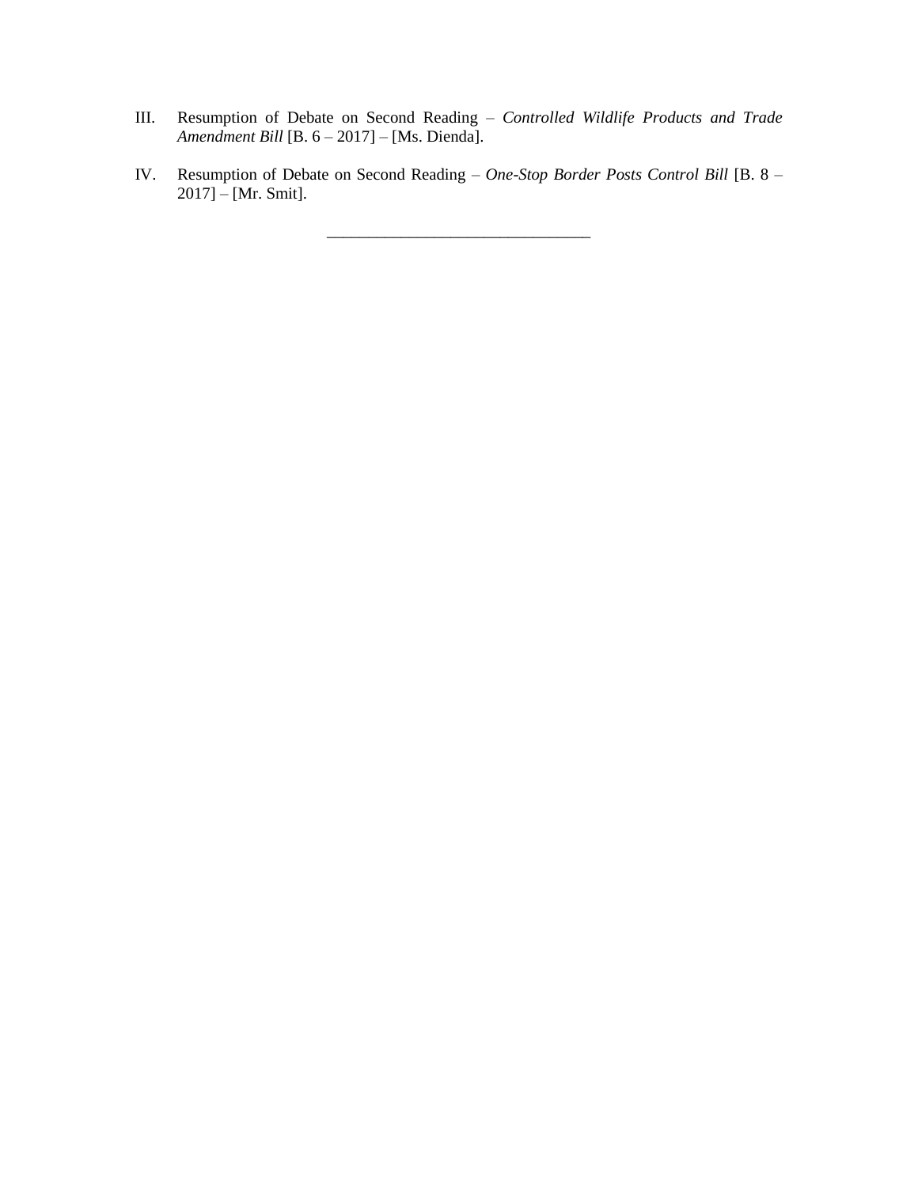III. Resumption of Debate on Second Reading – *Controlled Wildlife Products and Trade Amendment Bill* [B. 6 – 2017] – [Ms. Dienda].

IV. Resumption of Debate on Second Reading – *One-Stop Border Posts Control Bill* [B. 8 – 2017] – [Mr. Smit].

---